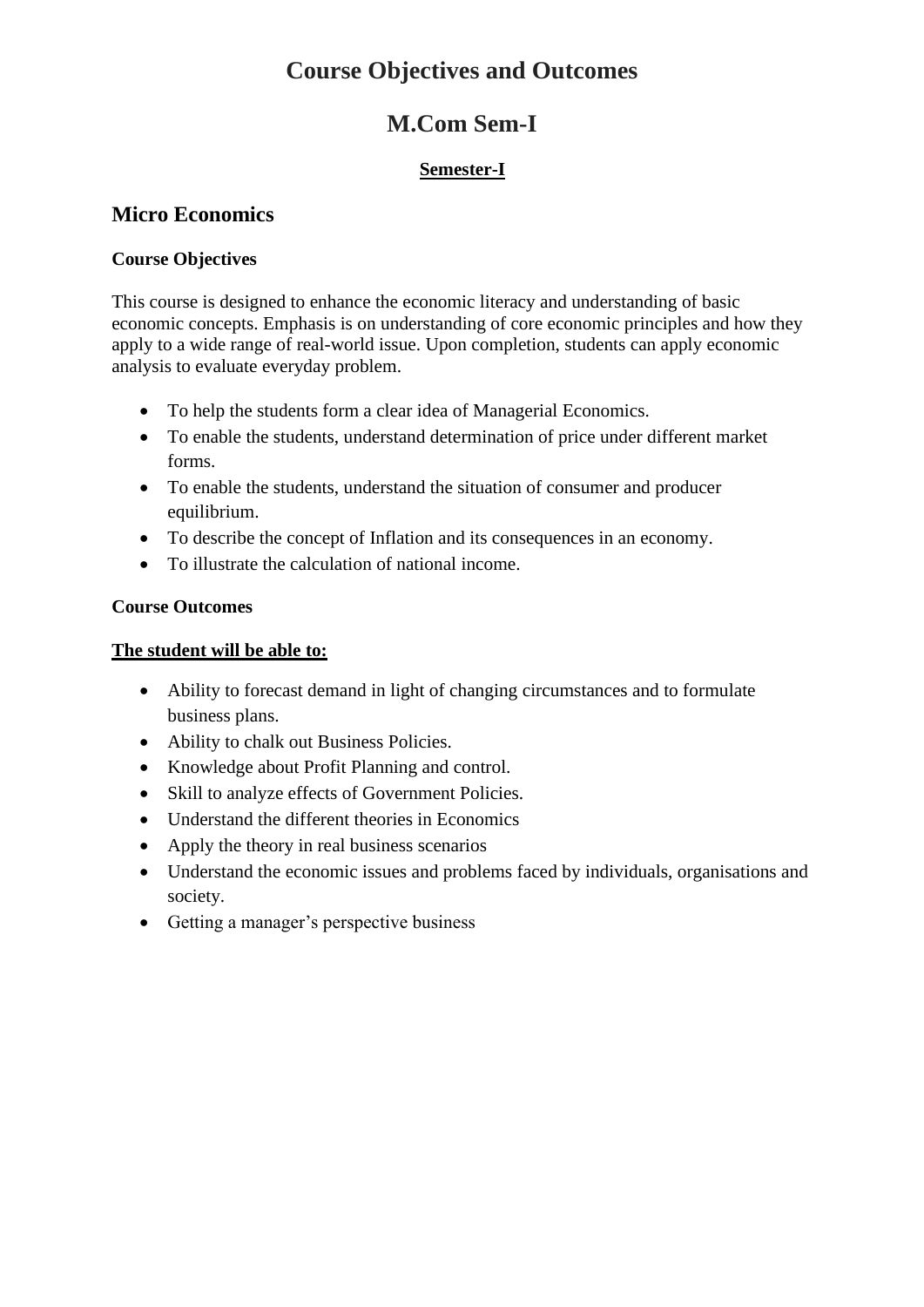# Course Objectives and Outcomes

# M.Com Sem-I

**Semester-I**

## Micro Economics

**Course Objectives**

This course is designed to enhance the economic literacy and understanding of basic economic concepts. Emphasis is on understanding of core economic principles and how they apply to a wide range of real-world issue. Upon completion, students can apply economic analysis to evaluate everyday problem.

- To help the students form a clear idea of Managerial Economics.
- To enable the students, understand determination of price under different market forms.
- To enable the students, understand the situation of consumer and producer equilibrium.
- To describe the concept of Inflation and its consequences in an economy.
- To illustrate the calculation of national income.

**Course Outcomes**

**The student will be able to:**

- Ability to forecast demand in light of changing circumstances and to formulate business plans.
- Ability to chalk out Business Policies.
- Knowledge about Profit Planning and control.
- Skill to analyze effects of Government Policies.
- Understand the different theories in Economics
- Apply the theory in real business scenarios
- Understand the economic issues and problems faced by individuals, organisations and society.
- Getting a manager's perspective business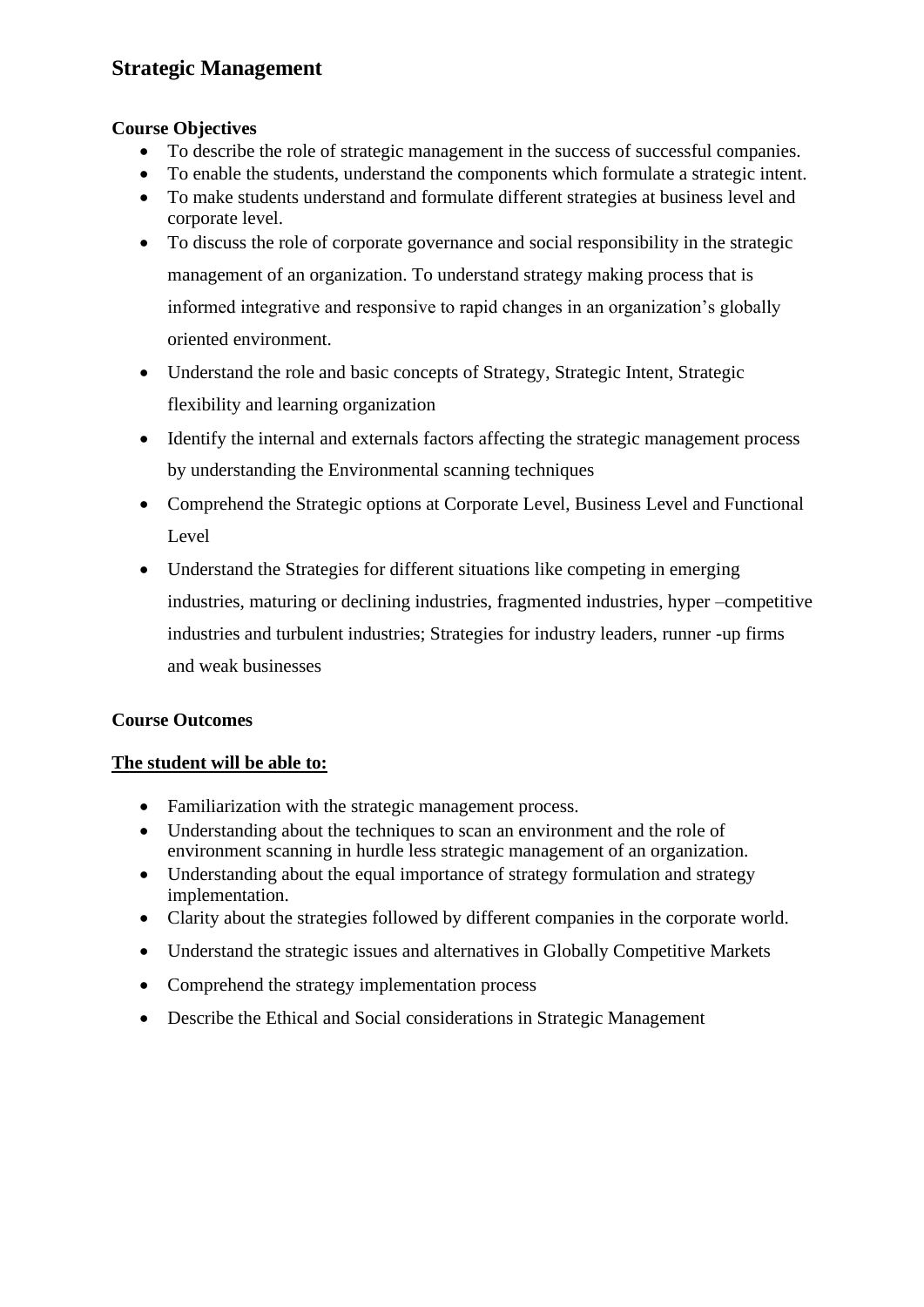# Strategic Management

**Course Objectives**

- To describe the role of strategic management in the success of successful companies.
- To enable the students, understand the components which formulate a strategic intent.
- To make students understand and formulate different strategies at business level and corporate level.
- To discuss the role of corporate governance and social responsibility in the strategic management of an organization. To understand strategy making process that is informed integrative and responsive to rapid changes in an organization's globally oriented environment.
- Understand the role and basic concepts of Strategy, Strategic Intent, Strategic flexibility and learning organization
- Identify the internal and externals factors affecting the strategic management process by understanding the Environmental scanning techniques
- Comprehend the Strategic options at Corporate Level, Business Level and Functional Level
- Understand the Strategies for different situations like competing in emerging industries, maturing or declining industries, fragmented industries, hyper –competitive industries and turbulent industries; Strategies for industry leaders, runner -up firms and weak businesses

**Course Outcomes**

**<u>The student will be able to:</u>**

- Familiarization with the strategic management process.
- Understanding about the techniques to scan an environment and the role of environment scanning in hurdle less strategic management of an organization.
- Understanding about the equal importance of strategy formulation and strategy implementation.
- Clarity about the strategies followed by different companies in the corporate world.
- Understand the strategic issues and alternatives in Globally Competitive Markets
- Comprehend the strategy implementation process
- Describe the Ethical and Social considerations in Strategic Management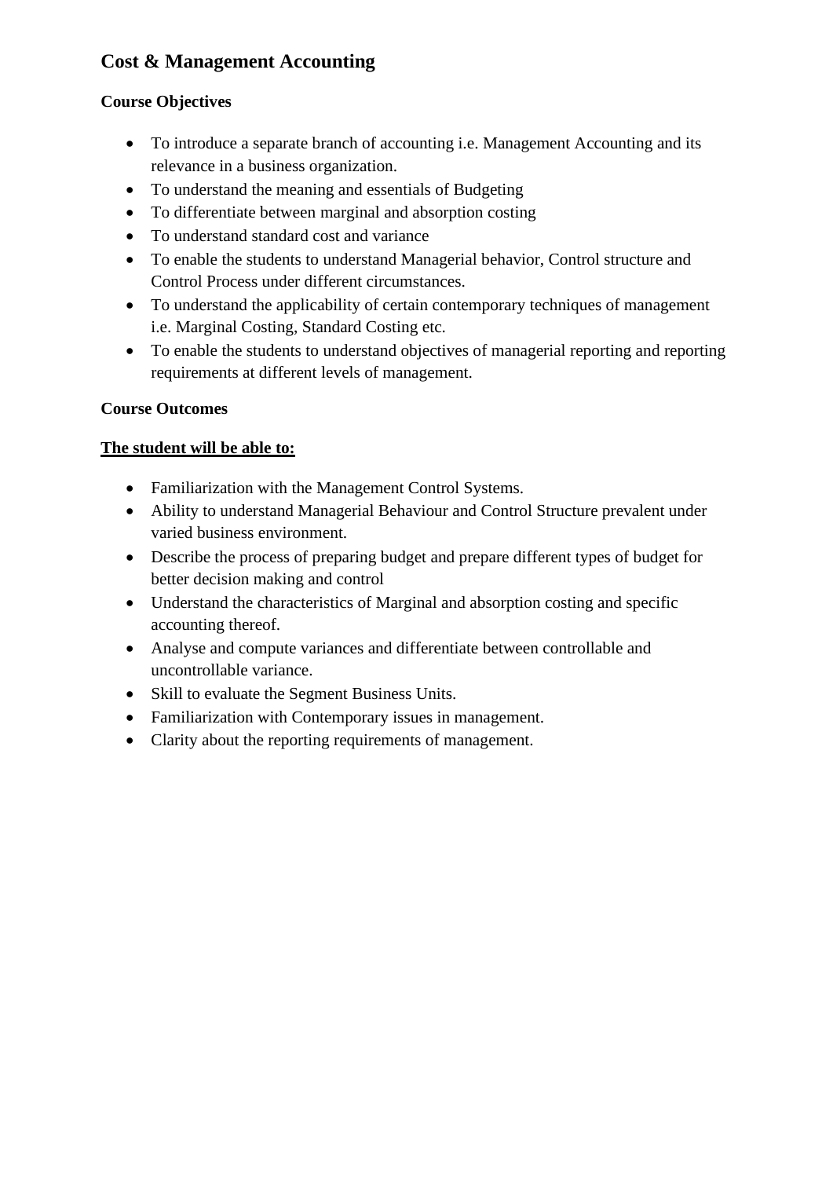## Cost & Management Accounting

**Course Objectives**

- To introduce a separate branch of accounting i.e. Management Accounting and its relevance in a business organization.
- To understand the meaning and essentials of Budgeting
- To differentiate between marginal and absorption costing
- To understand standard cost and variance
- To enable the students to understand Managerial behavior, Control structure and Control Process under different circumstances.
- To understand the applicability of certain contemporary techniques of management i.e. Marginal Costing, Standard Costing etc.
- To enable the students to understand objectives of managerial reporting and reporting requirements at different levels of management.

**Course Outcomes**

**<u>The student will be able to:</u>**

- Familiarization with the Management Control Systems.
- Ability to understand Managerial Behaviour and Control Structure prevalent under varied business environment.
- Describe the process of preparing budget and prepare different types of budget for better decision making and control
- Understand the characteristics of Marginal and absorption costing and specific accounting thereof.
- Analyse and compute variances and differentiate between controllable and uncontrollable variance.
- Skill to evaluate the Segment Business Units.
- Familiarization with Contemporary issues in management.
- Clarity about the reporting requirements of management.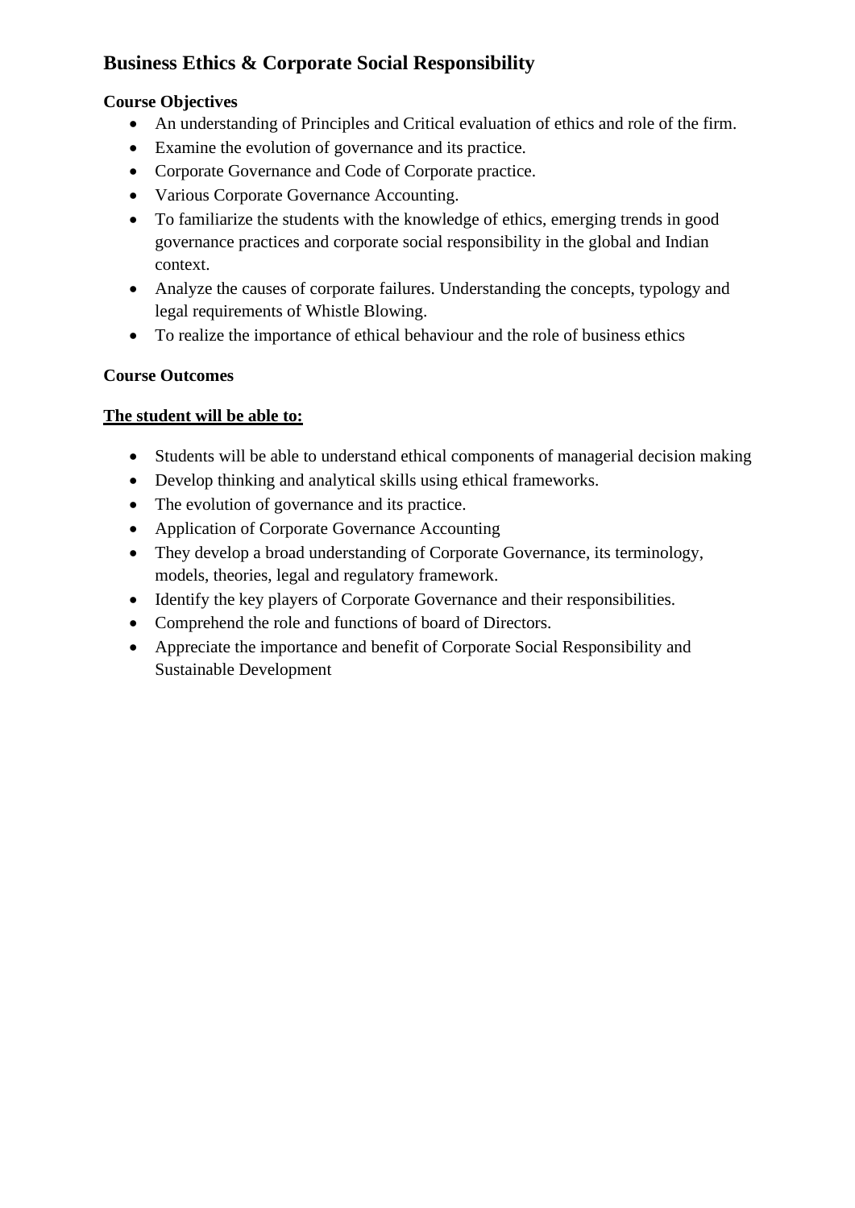## Business Ethics & Corporate Social Responsibility

**Course Objectives**

- An understanding of Principles and Critical evaluation of ethics and role of the firm.
- Examine the evolution of governance and its practice.
- Corporate Governance and Code of Corporate practice.
- Various Corporate Governance Accounting.
- To familiarize the students with the knowledge of ethics, emerging trends in good governance practices and corporate social responsibility in the global and Indian context.
- Analyze the causes of corporate failures. Understanding the concepts, typology and legal requirements of Whistle Blowing.
- To realize the importance of ethical behaviour and the role of business ethics

**Course Outcomes**

**The student will be able to:**

- Students will be able to understand ethical components of managerial decision making
- Develop thinking and analytical skills using ethical frameworks.
- The evolution of governance and its practice.
- Application of Corporate Governance Accounting
- They develop a broad understanding of Corporate Governance, its terminology, models, theories, legal and regulatory framework.
- Identify the key players of Corporate Governance and their responsibilities.
- Comprehend the role and functions of board of Directors.
- Appreciate the importance and benefit of Corporate Social Responsibility and Sustainable Development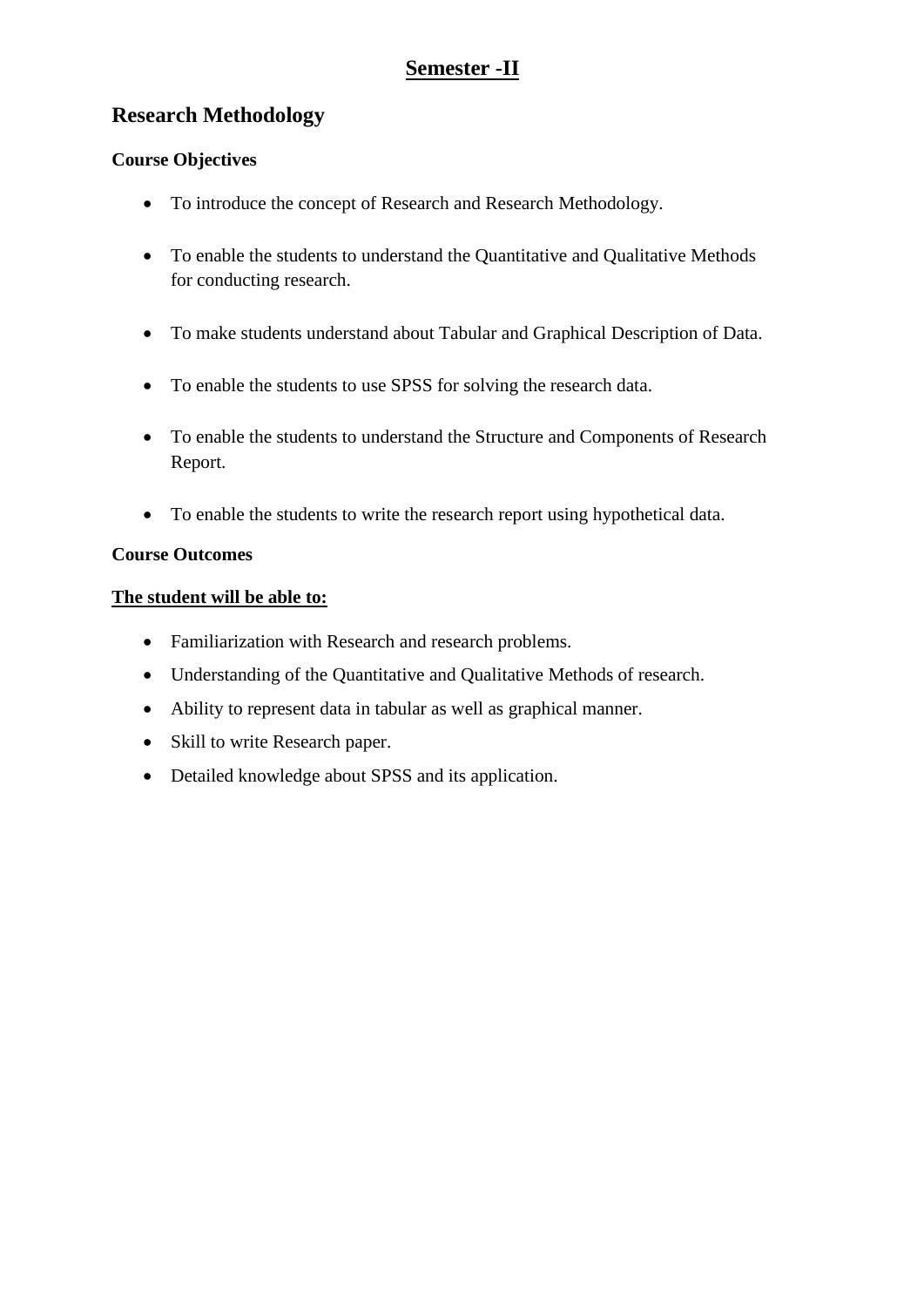# **Semester -II**

## Research Methodology

**Course Objectives**

- To introduce the concept of Research and Research Methodology.
- To enable the students to understand the Quantitative and Qualitative Methods for conducting research.
- To make students understand about Tabular and Graphical Description of Data.
- To enable the students to use SPSS for solving the research data.
- To enable the students to understand the Structure and Components of Research Report.
- To enable the students to write the research report using hypothetical data.

**Course Outcomes**

**The student will be able to:**

- Familiarization with Research and research problems.
- Understanding of the Quantitative and Qualitative Methods of research.
- Ability to represent data in tabular as well as graphical manner.
- Skill to write Research paper.
- Detailed knowledge about SPSS and its application.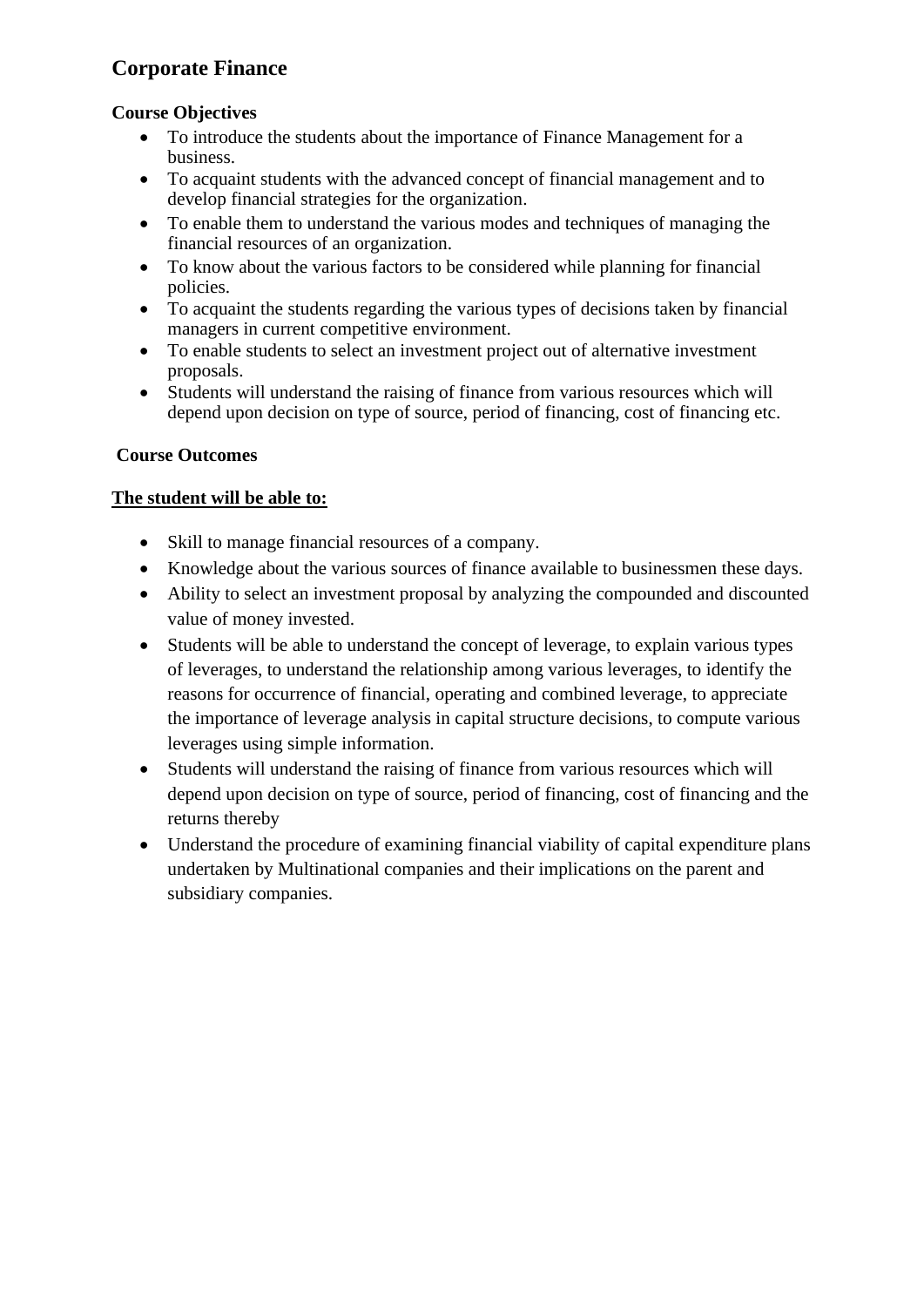# Corporate Finance

**Course Objectives**

- To introduce the students about the importance of Finance Management for a business.
- To acquaint students with the advanced concept of financial management and to develop financial strategies for the organization.
- To enable them to understand the various modes and techniques of managing the financial resources of an organization.
- To know about the various factors to be considered while planning for financial policies.
- To acquaint the students regarding the various types of decisions taken by financial managers in current competitive environment.
- To enable students to select an investment project out of alternative investment proposals.
- Students will understand the raising of finance from various resources which will depend upon decision on type of source, period of financing, cost of financing etc.

**Course Outcomes**

**<u>The student will be able to:</u>**

- Skill to manage financial resources of a company.
- Knowledge about the various sources of finance available to businessmen these days.
- Ability to select an investment proposal by analyzing the compounded and discounted value of money invested.
- Students will be able to understand the concept of leverage, to explain various types of leverages, to understand the relationship among various leverages, to identify the reasons for occurrence of financial, operating and combined leverage, to appreciate the importance of leverage analysis in capital structure decisions, to compute various leverages using simple information.
- Students will understand the raising of finance from various resources which will depend upon decision on type of source, period of financing, cost of financing and the returns thereby
- Understand the procedure of examining financial viability of capital expenditure plans undertaken by Multinational companies and their implications on the parent and subsidiary companies.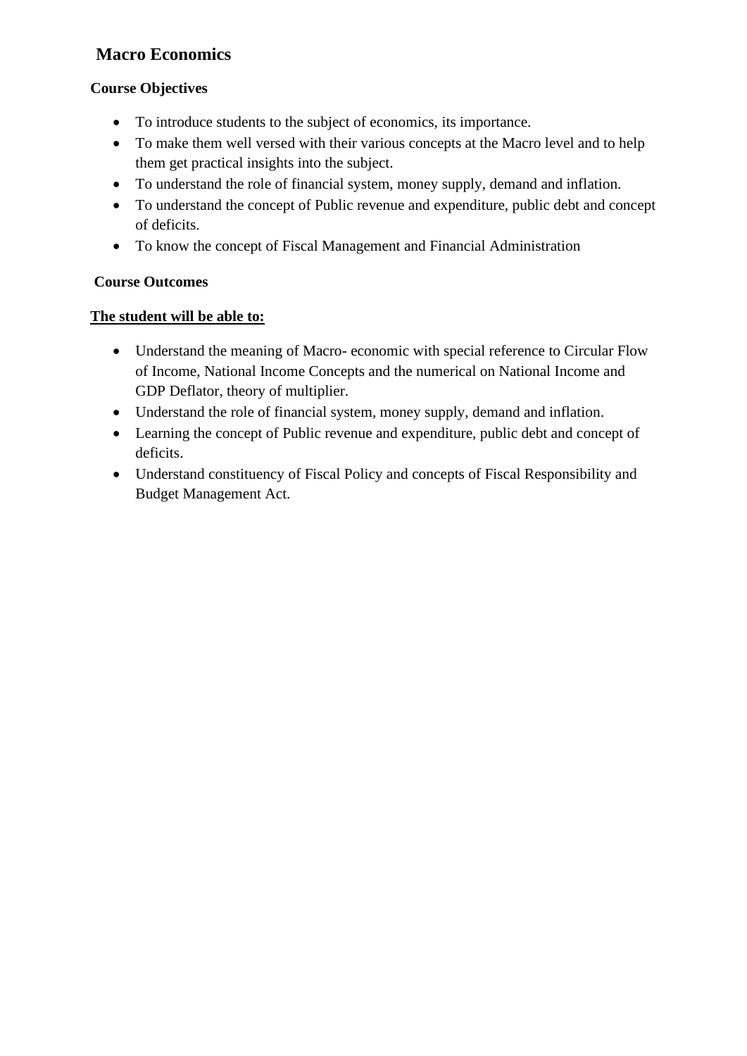# Macro Economics

## Course Objectives

- To introduce students to the subject of economics, its importance.
- To make them well versed with their various concepts at the Macro level and to help them get practical insights into the subject.
- To understand the role of financial system, money supply, demand and inflation.
- To understand the concept of Public revenue and expenditure, public debt and concept of deficits.
- To know the concept of Fiscal Management and Financial Administration

## Course Outcomes

**<u>The student will be able to:</u>**

- Understand the meaning of Macro- economic with special reference to Circular Flow of Income, National Income Concepts and the numerical on National Income and GDP Deflator, theory of multiplier.
- Understand the role of financial system, money supply, demand and inflation.
- Learning the concept of Public revenue and expenditure, public debt and concept of deficits.
- Understand constituency of Fiscal Policy and concepts of Fiscal Responsibility and Budget Management Act.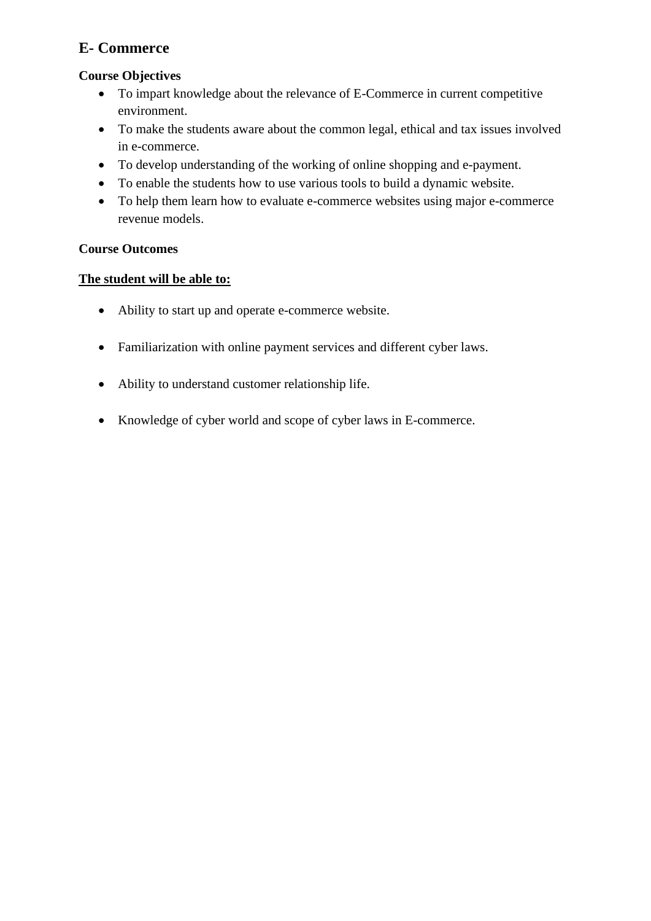## E- Commerce

**Course Objectives**

- To impart knowledge about the relevance of E-Commerce in current competitive environment.
- To make the students aware about the common legal, ethical and tax issues involved in e-commerce.
- To develop understanding of the working of online shopping and e-payment.
- To enable the students how to use various tools to build a dynamic website.
- To help them learn how to evaluate e-commerce websites using major e-commerce revenue models.

**Course Outcomes**

**<u>The student will be able to:</u>**

- Ability to start up and operate e-commerce website.
- Familiarization with online payment services and different cyber laws.
- Ability to understand customer relationship life.
- Knowledge of cyber world and scope of cyber laws in E-commerce.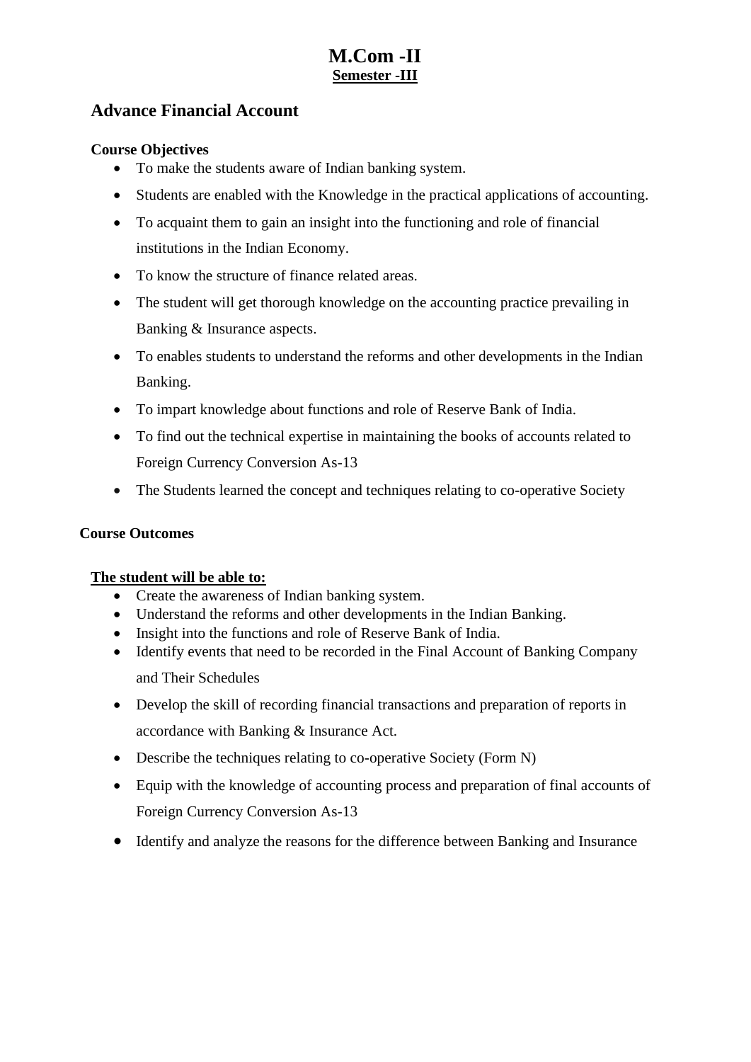# M.Com -II

**Semester -III**

## Advance Financial Account

**Course Objectives**

- To make the students aware of Indian banking system.
- Students are enabled with the Knowledge in the practical applications of accounting.
- To acquaint them to gain an insight into the functioning and role of financial institutions in the Indian Economy.
- To know the structure of finance related areas.
- The student will get thorough knowledge on the accounting practice prevailing in Banking & Insurance aspects.
- To enables students to understand the reforms and other developments in the Indian Banking.
- To impart knowledge about functions and role of Reserve Bank of India.
- To find out the technical expertise in maintaining the books of accounts related to Foreign Currency Conversion As-13
- The Students learned the concept and techniques relating to co-operative Society

**Course Outcomes**

**The student will be able to:**

- Create the awareness of Indian banking system.
- Understand the reforms and other developments in the Indian Banking.
- Insight into the functions and role of Reserve Bank of India.
- Identify events that need to be recorded in the Final Account of Banking Company and Their Schedules
- Develop the skill of recording financial transactions and preparation of reports in accordance with Banking & Insurance Act.
- Describe the techniques relating to co-operative Society (Form N)
- Equip with the knowledge of accounting process and preparation of final accounts of Foreign Currency Conversion As-13
- Identify and analyze the reasons for the difference between Banking and Insurance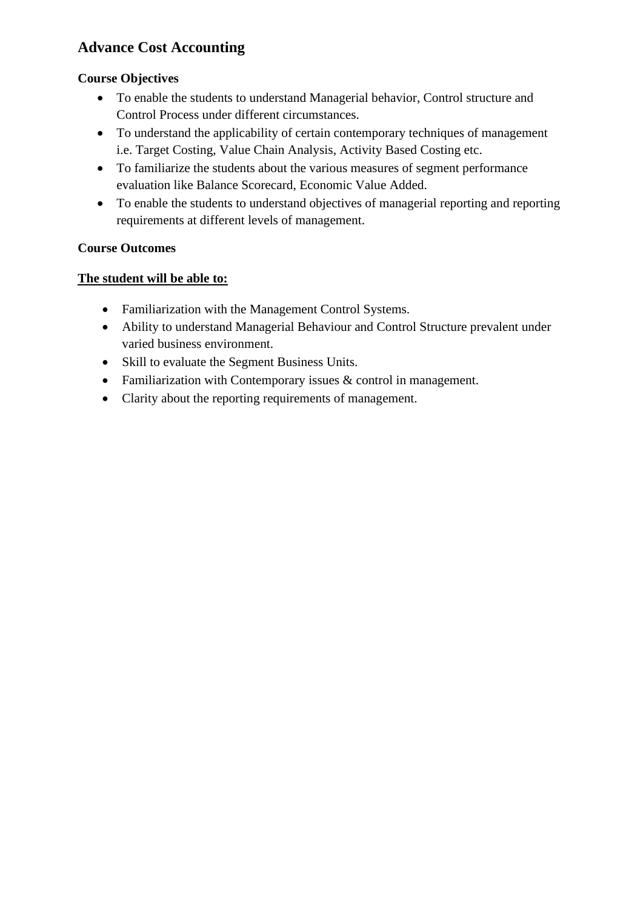## Advance Cost Accounting

**Course Objectives**

- To enable the students to understand Managerial behavior, Control structure and Control Process under different circumstances.
- To understand the applicability of certain contemporary techniques of management i.e. Target Costing, Value Chain Analysis, Activity Based Costing etc.
- To familiarize the students about the various measures of segment performance evaluation like Balance Scorecard, Economic Value Added.
- To enable the students to understand objectives of managerial reporting and reporting requirements at different levels of management.

**Course Outcomes**

**<u>The student will be able to:</u>**

- Familiarization with the Management Control Systems.
- Ability to understand Managerial Behaviour and Control Structure prevalent under varied business environment.
- Skill to evaluate the Segment Business Units.
- Familiarization with Contemporary issues & control in management.
- Clarity about the reporting requirements of management.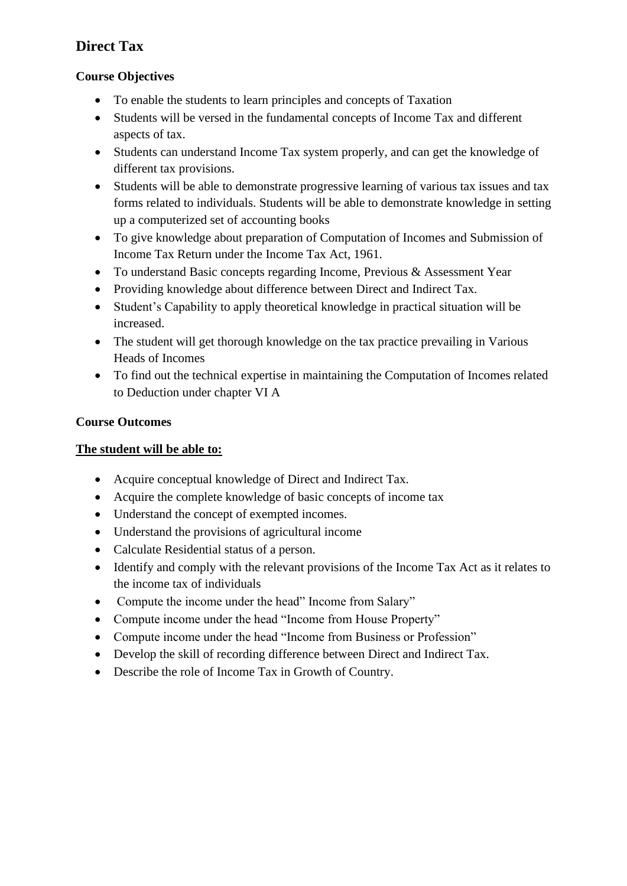## Direct Tax

### Course Objectives

- To enable the students to learn principles and concepts of Taxation
- Students will be versed in the fundamental concepts of Income Tax and different aspects of tax.
- Students can understand Income Tax system properly, and can get the knowledge of different tax provisions.
- Students will be able to demonstrate progressive learning of various tax issues and tax forms related to individuals. Students will be able to demonstrate knowledge in setting up a computerized set of accounting books
- To give knowledge about preparation of Computation of Incomes and Submission of Income Tax Return under the Income Tax Act, 1961.
- To understand Basic concepts regarding Income, Previous & Assessment Year
- Providing knowledge about difference between Direct and Indirect Tax.
- Student's Capability to apply theoretical knowledge in practical situation will be increased.
- The student will get thorough knowledge on the tax practice prevailing in Various Heads of Incomes
- To find out the technical expertise in maintaining the Computation of Incomes related to Deduction under chapter VI A

### Course Outcomes

**The student will be able to:**

- Acquire conceptual knowledge of Direct and Indirect Tax.
- Acquire the complete knowledge of basic concepts of income tax
- Understand the concept of exempted incomes.
- Understand the provisions of agricultural income
- Calculate Residential status of a person.
- Identify and comply with the relevant provisions of the Income Tax Act as it relates to the income tax of individuals
- Compute the income under the head" Income from Salary"
- Compute income under the head "Income from House Property"
- Compute income under the head "Income from Business or Profession"
- Develop the skill of recording difference between Direct and Indirect Tax.
- Describe the role of Income Tax in Growth of Country.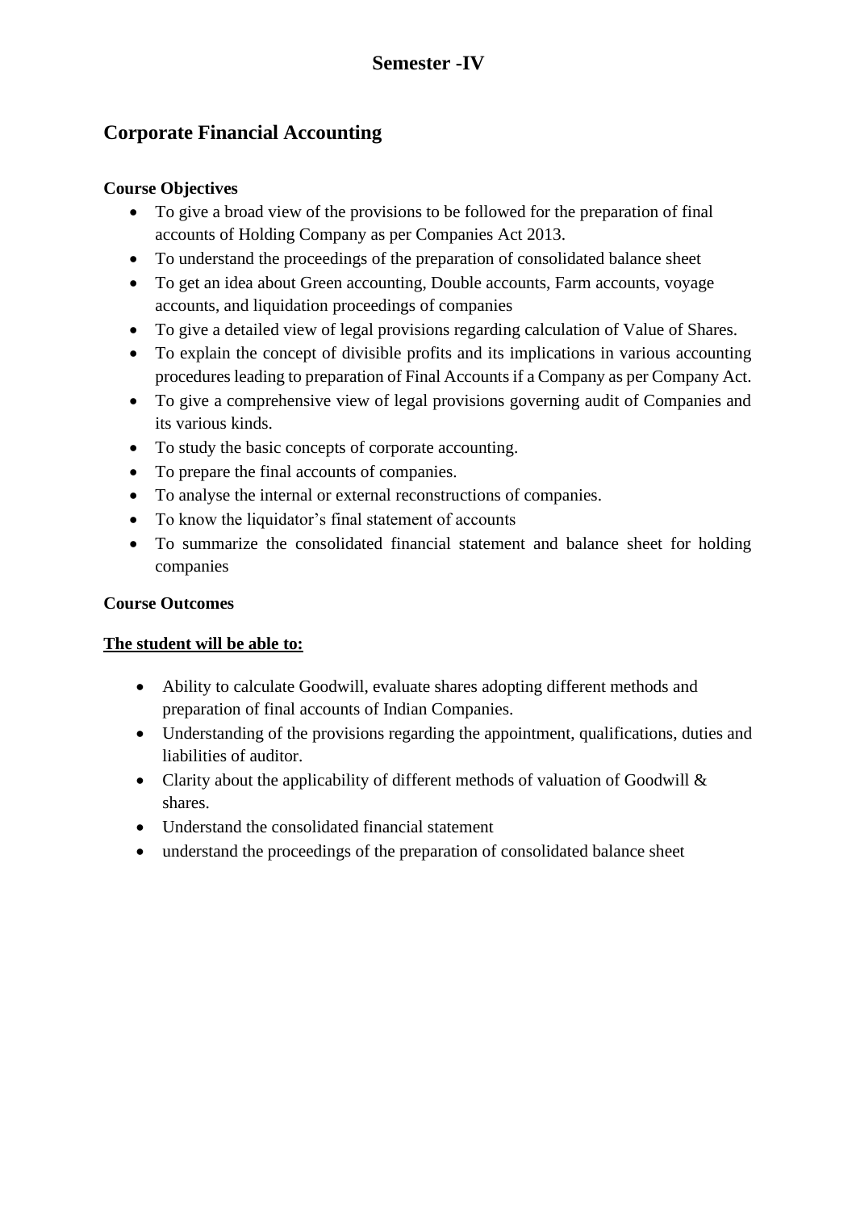# Semester -IV

## Corporate Financial Accounting

**Course Objectives**

- To give a broad view of the provisions to be followed for the preparation of final accounts of Holding Company as per Companies Act 2013.
- To understand the proceedings of the preparation of consolidated balance sheet
- To get an idea about Green accounting, Double accounts, Farm accounts, voyage accounts, and liquidation proceedings of companies
- To give a detailed view of legal provisions regarding calculation of Value of Shares.
- To explain the concept of divisible profits and its implications in various accounting procedures leading to preparation of Final Accounts if a Company as per Company Act.
- To give a comprehensive view of legal provisions governing audit of Companies and its various kinds.
- To study the basic concepts of corporate accounting.
- To prepare the final accounts of companies.
- To analyse the internal or external reconstructions of companies.
- To know the liquidator's final statement of accounts
- To summarize the consolidated financial statement and balance sheet for holding companies

**Course Outcomes**

**<u>The student will be able to:</u>**

- Ability to calculate Goodwill, evaluate shares adopting different methods and preparation of final accounts of Indian Companies.
- Understanding of the provisions regarding the appointment, qualifications, duties and liabilities of auditor.
- Clarity about the applicability of different methods of valuation of Goodwill & shares.
- Understand the consolidated financial statement
- understand the proceedings of the preparation of consolidated balance sheet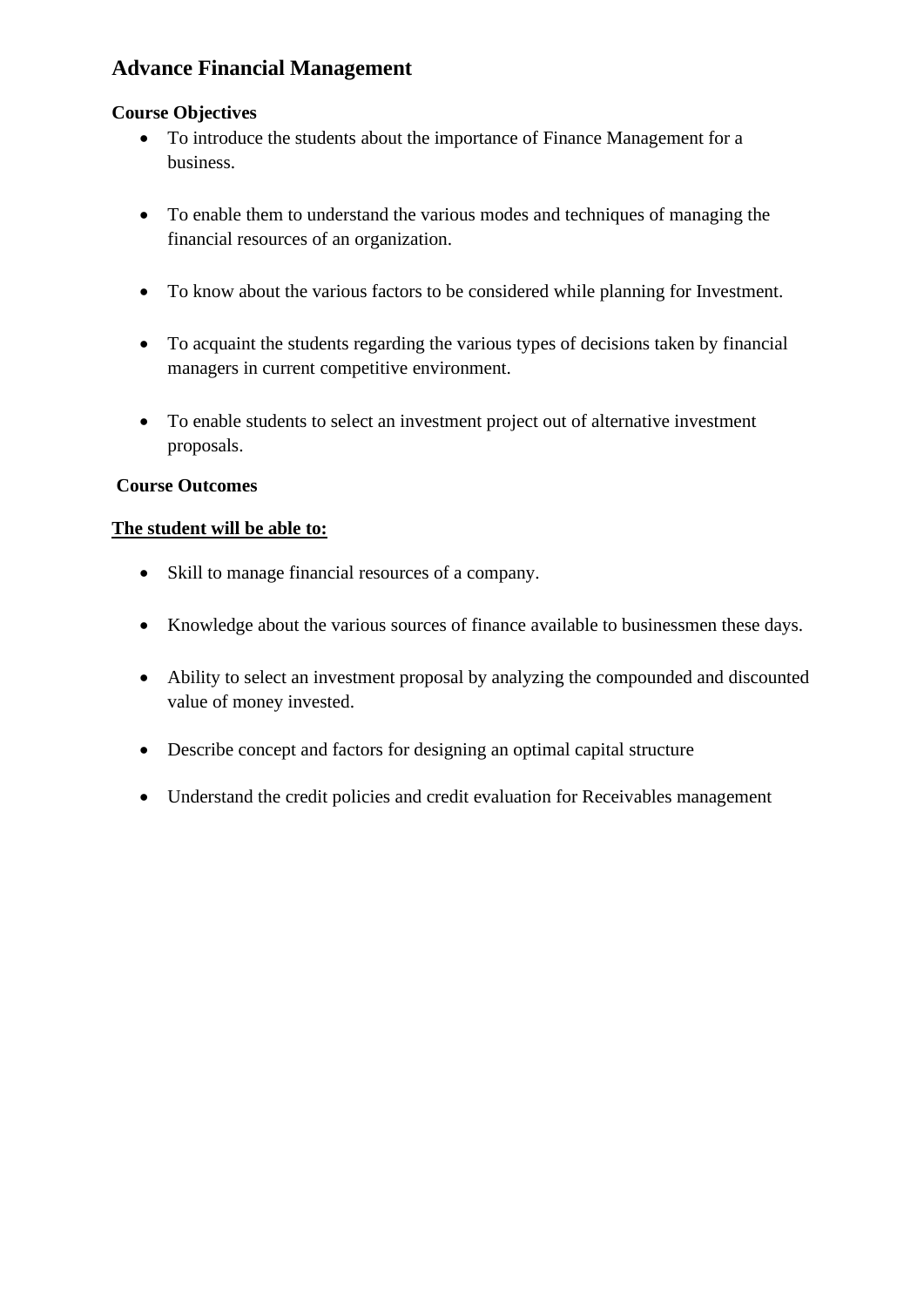## Advance Financial Management

**Course Objectives**

- To introduce the students about the importance of Finance Management for a business.
- To enable them to understand the various modes and techniques of managing the financial resources of an organization.
- To know about the various factors to be considered while planning for Investment.
- To acquaint the students regarding the various types of decisions taken by financial managers in current competitive environment.
- To enable students to select an investment project out of alternative investment proposals.

**Course Outcomes**

**<u>The student will be able to:</u>**

- Skill to manage financial resources of a company.
- Knowledge about the various sources of finance available to businessmen these days.
- Ability to select an investment proposal by analyzing the compounded and discounted value of money invested.
- Describe concept and factors for designing an optimal capital structure
- Understand the credit policies and credit evaluation for Receivables management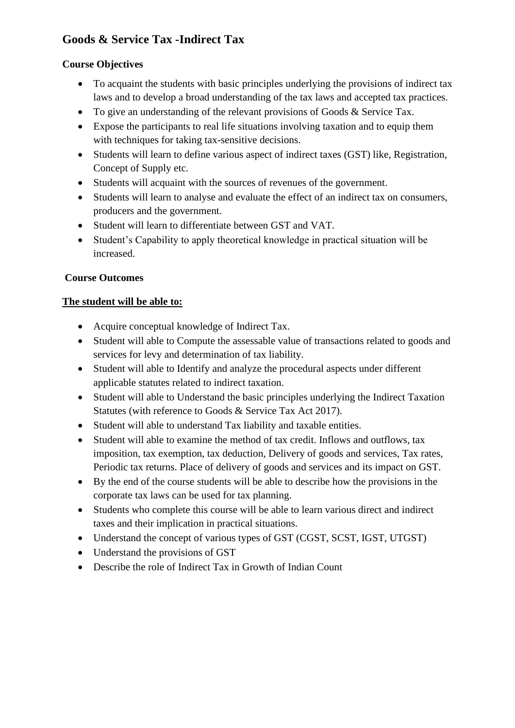# Goods & Service Tax -Indirect Tax

**Course Objectives**

- To acquaint the students with basic principles underlying the provisions of indirect tax laws and to develop a broad understanding of the tax laws and accepted tax practices.
- To give an understanding of the relevant provisions of Goods & Service Tax.
- Expose the participants to real life situations involving taxation and to equip them with techniques for taking tax-sensitive decisions.
- Students will learn to define various aspect of indirect taxes (GST) like, Registration, Concept of Supply etc.
- Students will acquaint with the sources of revenues of the government.
- Students will learn to analyse and evaluate the effect of an indirect tax on consumers, producers and the government.
- Student will learn to differentiate between GST and VAT.
- Student's Capability to apply theoretical knowledge in practical situation will be increased.

**Course Outcomes**

**<u>The student will be able to:</u>**

- Acquire conceptual knowledge of Indirect Tax.
- Student will able to Compute the assessable value of transactions related to goods and services for levy and determination of tax liability.
- Student will able to Identify and analyze the procedural aspects under different applicable statutes related to indirect taxation.
- Student will able to Understand the basic principles underlying the Indirect Taxation Statutes (with reference to Goods & Service Tax Act 2017).
- Student will able to understand Tax liability and taxable entities.
- Student will able to examine the method of tax credit. Inflows and outflows, tax imposition, tax exemption, tax deduction, Delivery of goods and services, Tax rates, Periodic tax returns. Place of delivery of goods and services and its impact on GST.
- By the end of the course students will be able to describe how the provisions in the corporate tax laws can be used for tax planning.
- Students who complete this course will be able to learn various direct and indirect taxes and their implication in practical situations.
- Understand the concept of various types of GST (CGST, SCST, IGST, UTGST)
- Understand the provisions of GST
- Describe the role of Indirect Tax in Growth of Indian Count